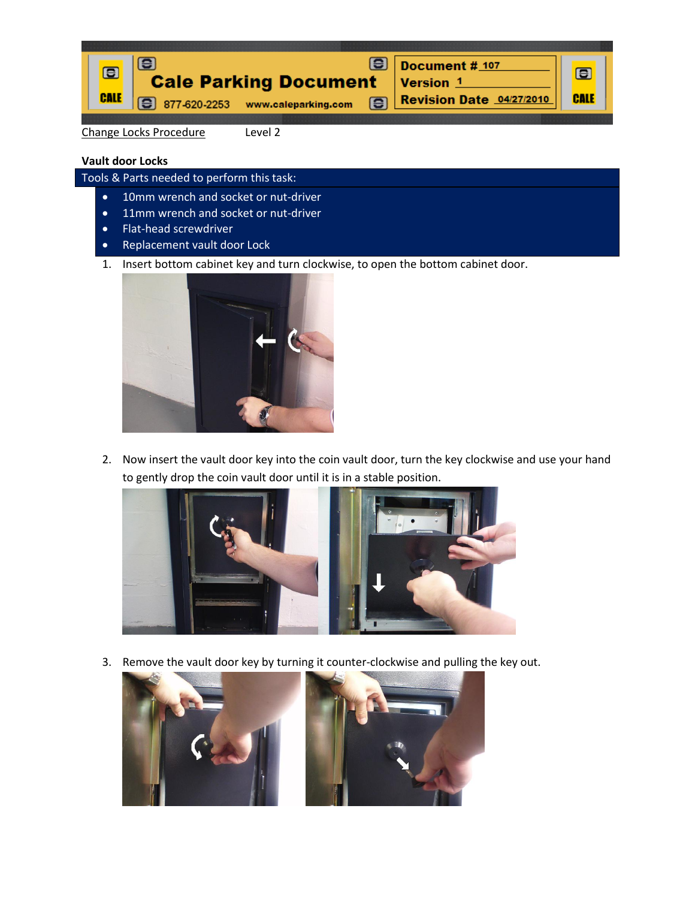Cale Parking Document

877-620-2253 www.caleparking.com

Document # 107
Version 1
Revision Date 04/27/2010

Change Locks Procedure Level 2

**Vault door Locks**

Tools & Parts needed to perform this task:

- 10mm wrench and socket or nut-driver
- 11mm wrench and socket or nut-driver
- Flat-head screwdriver
- Replacement vault door Lock

1. Insert bottom cabinet key and turn clockwise, to open the bottom cabinet door.

2. Now insert the vault door key into the coin vault door, turn the key clockwise and use your hand to gently drop the coin vault door until it is in a stable position.

3. Remove the vault door key by turning it counter-clockwise and pulling the key out.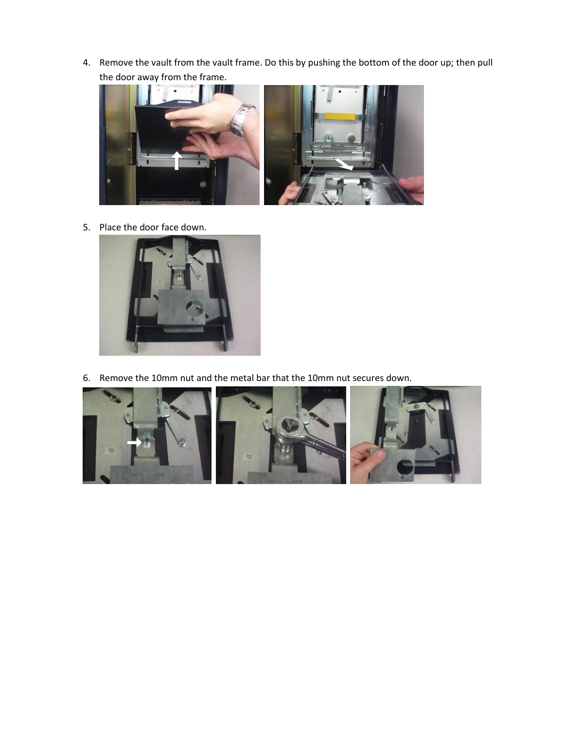4. Remove the vault from the vault frame. Do this by pushing the bottom of the door up; then pull the door away from the frame.

5. Place the door face down.

6. Remove the 10mm nut and the metal bar that the 10mm nut secures down.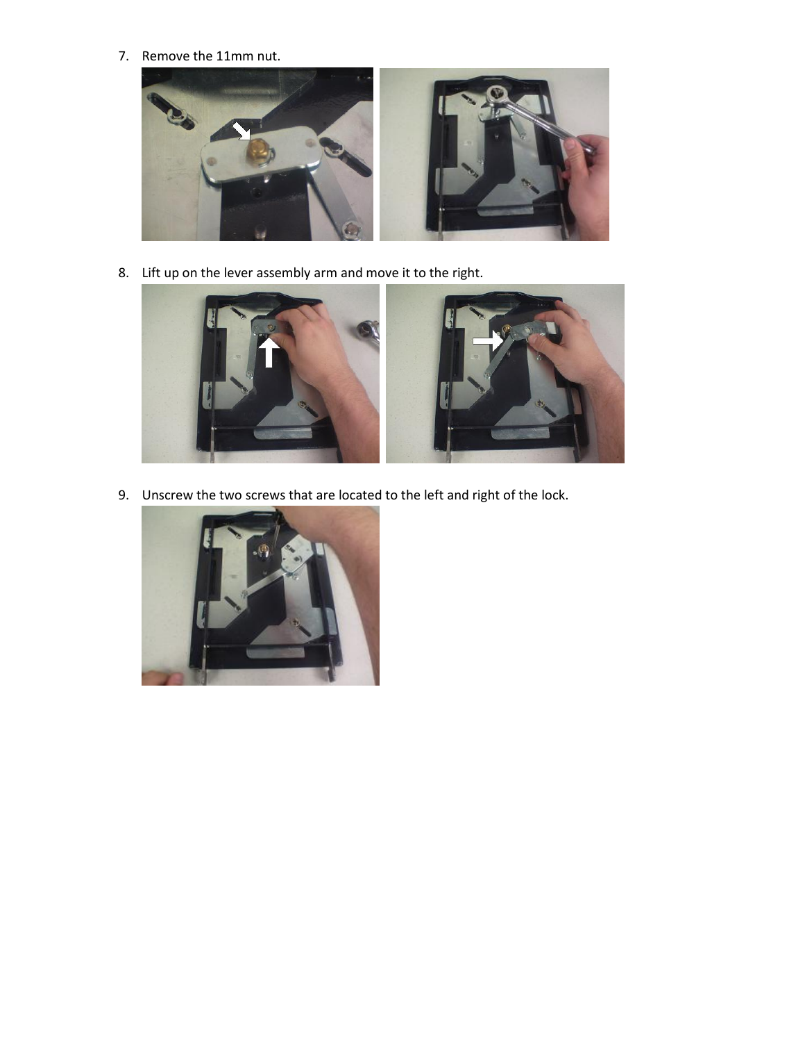7. Remove the 11mm nut.

8. Lift up on the lever assembly arm and move it to the right.

9. Unscrew the two screws that are located to the left and right of the lock.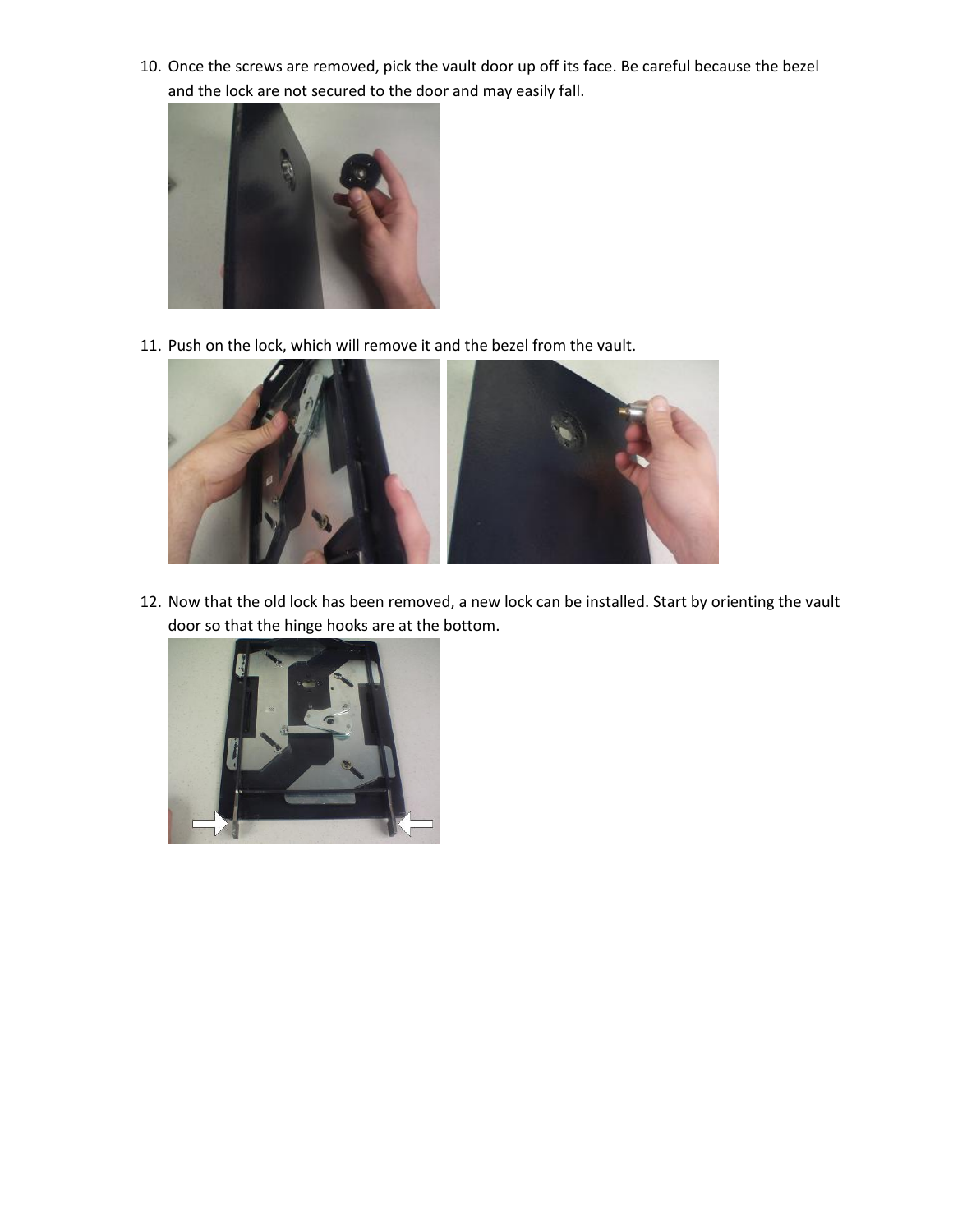10. Once the screws are removed, pick the vault door up off its face. Be careful because the bezel and the lock are not secured to the door and may easily fall.

11. Push on the lock, which will remove it and the bezel from the vault.

12. Now that the old lock has been removed, a new lock can be installed. Start by orienting the vault door so that the hinge hooks are at the bottom.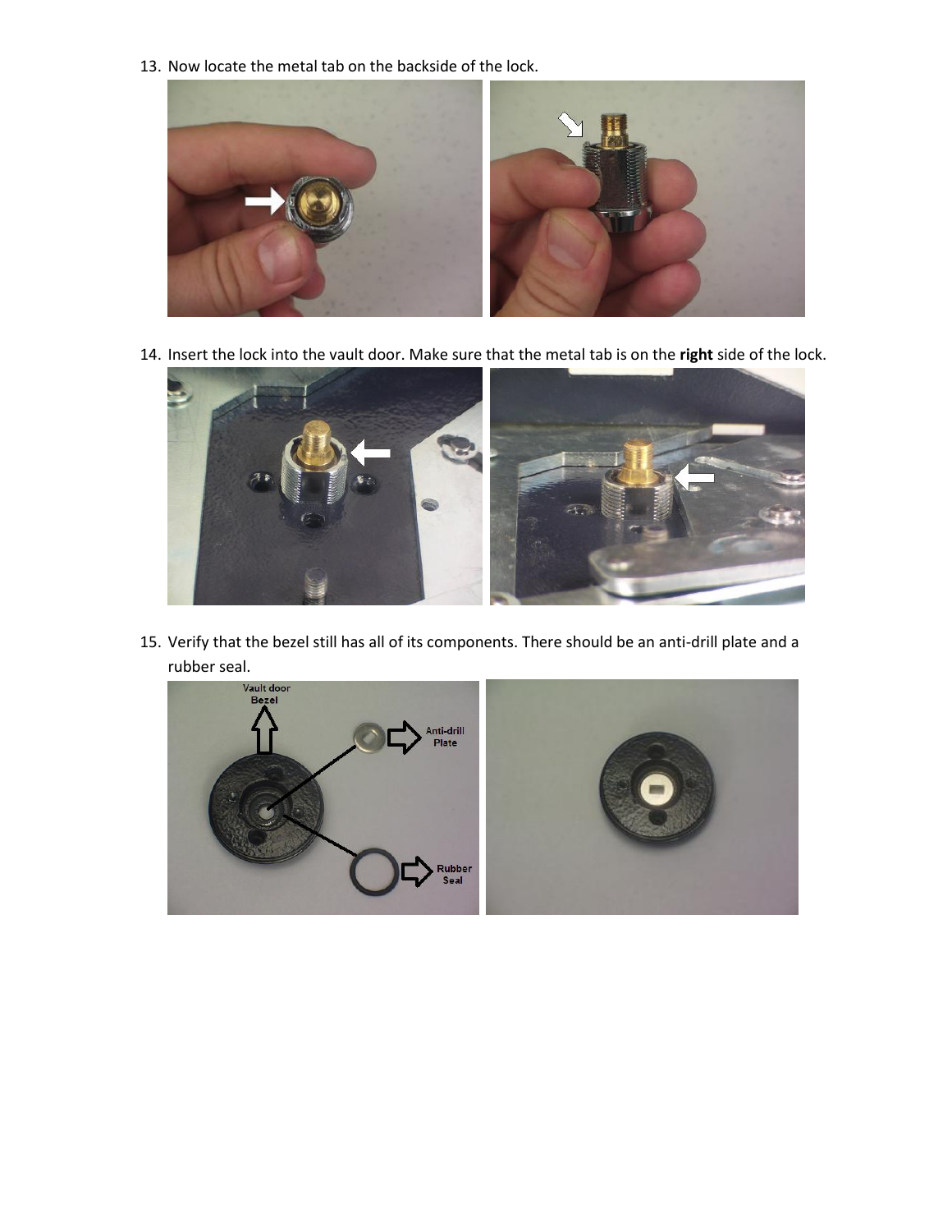13. Now locate the metal tab on the backside of the lock.

14. Insert the lock into the vault door. Make sure that the metal tab is on the **right** side of the lock.

15. Verify that the bezel still has all of its components. There should be an anti-drill plate and a rubber seal.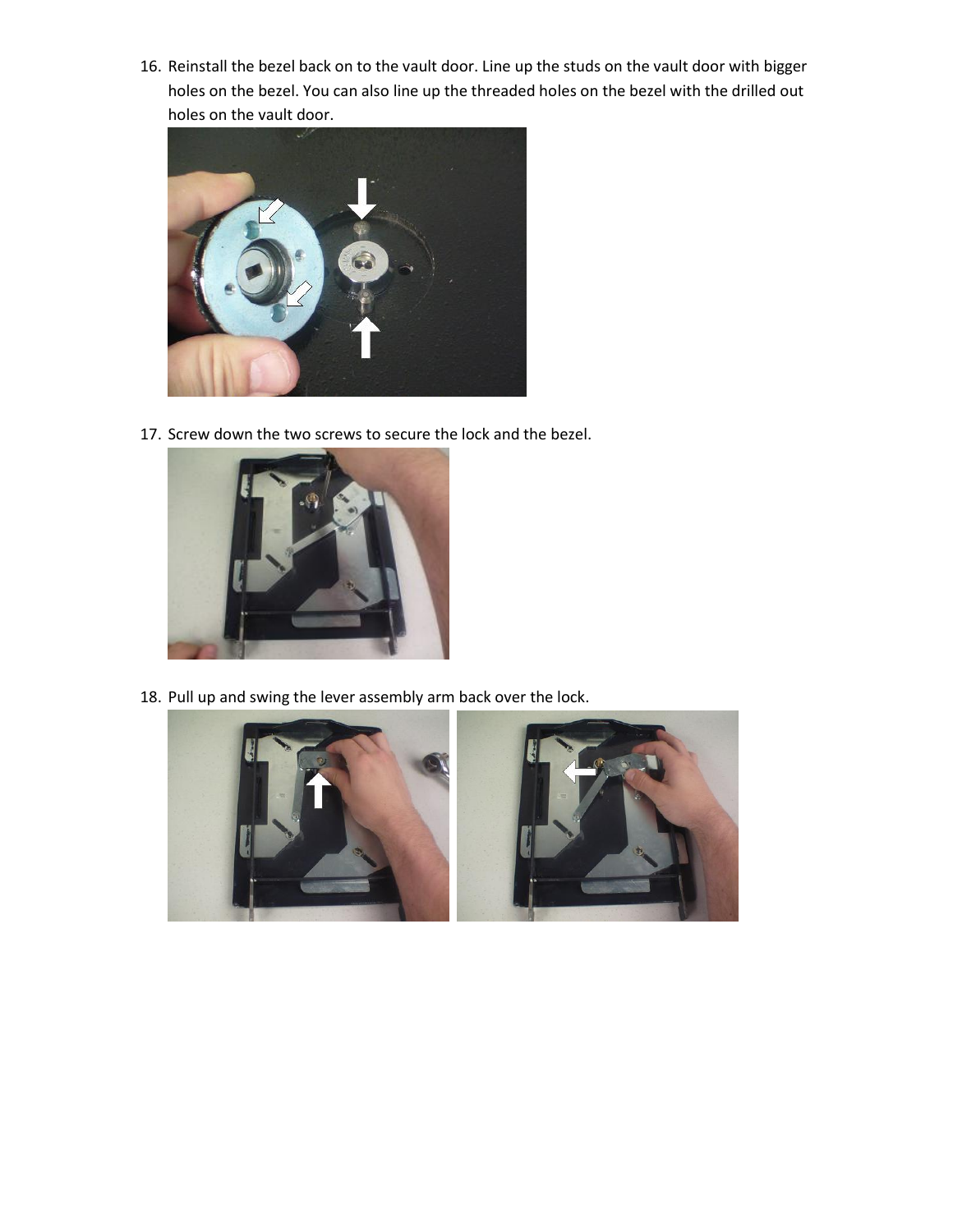16. Reinstall the bezel back on to the vault door. Line up the studs on the vault door with bigger holes on the bezel. You can also line up the threaded holes on the bezel with the drilled out holes on the vault door.

17. Screw down the two screws to secure the lock and the bezel.

18. Pull up and swing the lever assembly arm back over the lock.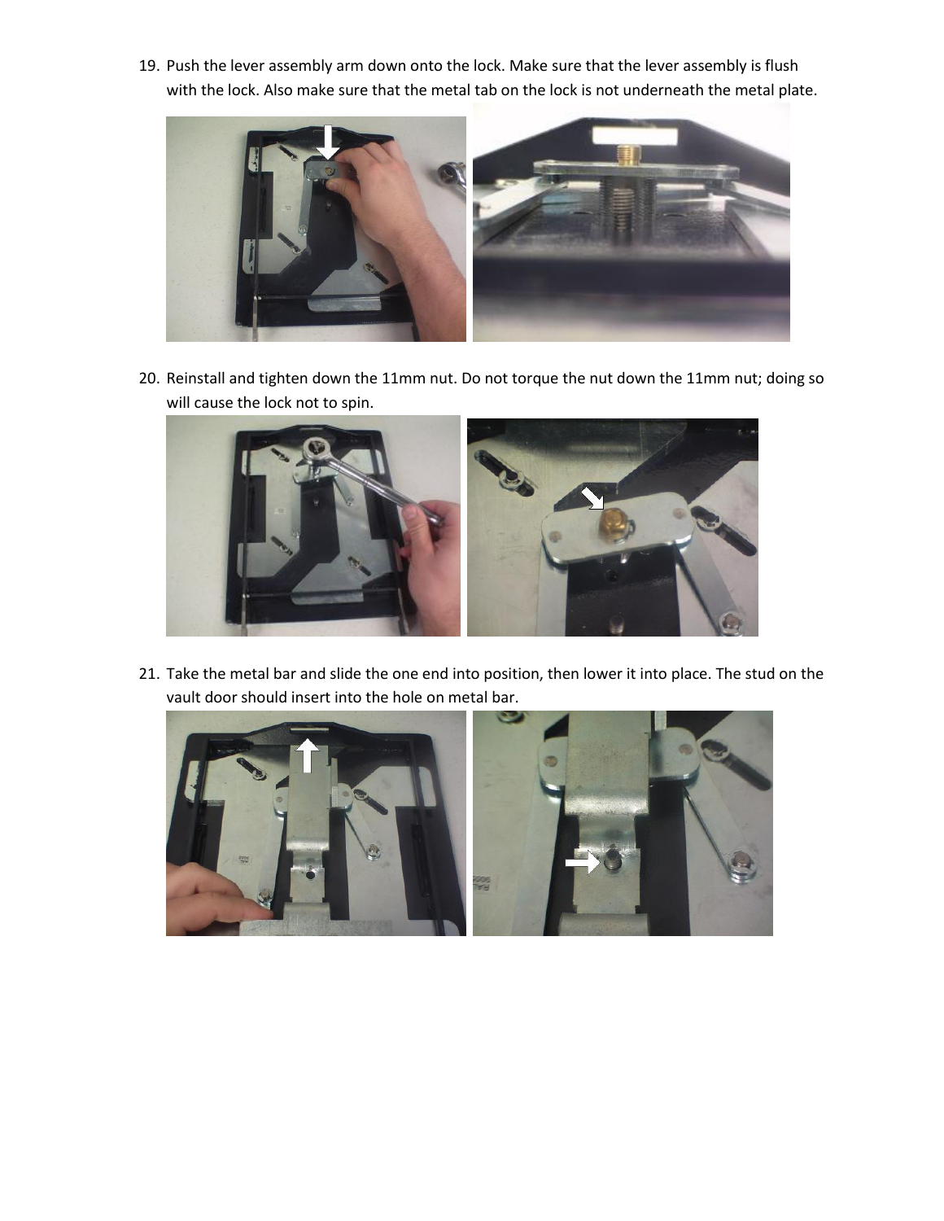19. Push the lever assembly arm down onto the lock. Make sure that the lever assembly is flush with the lock. Also make sure that the metal tab on the lock is not underneath the metal plate.

20. Reinstall and tighten down the 11mm nut. Do not torque the nut down the 11mm nut; doing so will cause the lock not to spin.

21. Take the metal bar and slide the one end into position, then lower it into place. The stud on the vault door should insert into the hole on metal bar.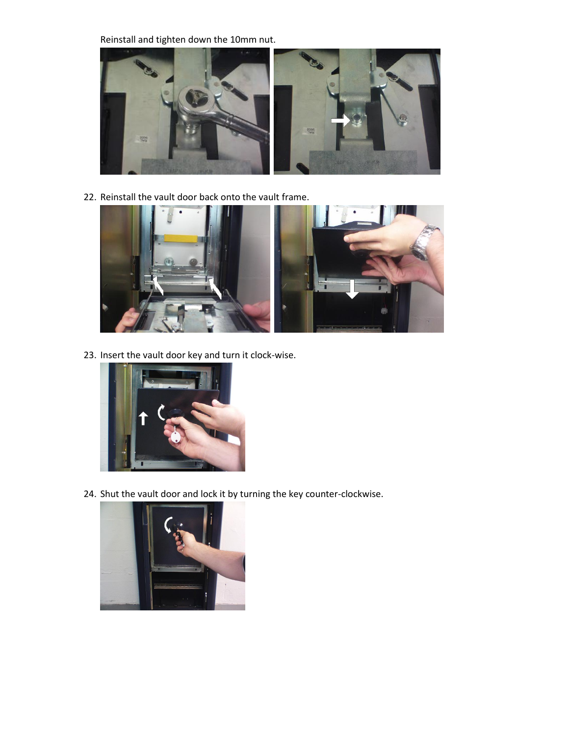Reinstall and tighten down the 10mm nut.

22. Reinstall the vault door back onto the vault frame.

23. Insert the vault door key and turn it clock-wise.

24. Shut the vault door and lock it by turning the key counter-clockwise.